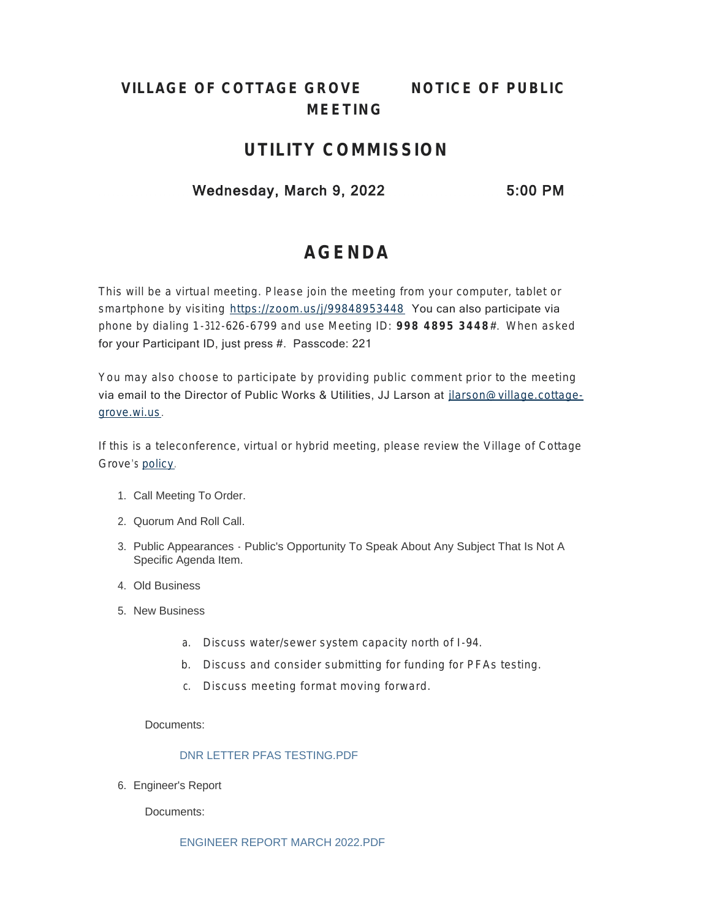# VILLAGE OF COTTAGE GROVE NOTICE OF PUBLIC MEETING

## UTILITY COMMISSION

**Wednesday, March 9, 2022 5:00 PM**

## AGENDA

This will be a virtual meeting. Please join the meeting from your computer, tablet or smartphone by visiting https://zoom.us/j/99848953448 You can also participate via phone by dialing 1-312-626-6799 and use Meeting ID: **998 4895 3448**#. When asked for your Participant ID, just press #. Passcode: 221

You may also choose to participate by providing public comment prior to the meeting via email to the Director of Public Works & Utilities, JJ Larson at jlarson@village.cottage-grove.wi.us.

If this is a teleconference, virtual or hybrid meeting, please review the Village of Cottage Grove's policy.

1. Call Meeting To Order.
2. Quorum And Roll Call.
3. Public Appearances - Public's Opportunity To Speak About Any Subject That Is Not A Specific Agenda Item.
4. Old Business
5. New Business
   a. Discuss water/sewer system capacity north of I-94.
   b. Discuss and consider submitting for funding for PFAs testing.
   c. Discuss meeting format moving forward.

   Documents:

   DNR LETTER PFAS TESTING.PDF

6. Engineer's Report

   Documents:

   ENGINEER REPORT MARCH 2022.PDF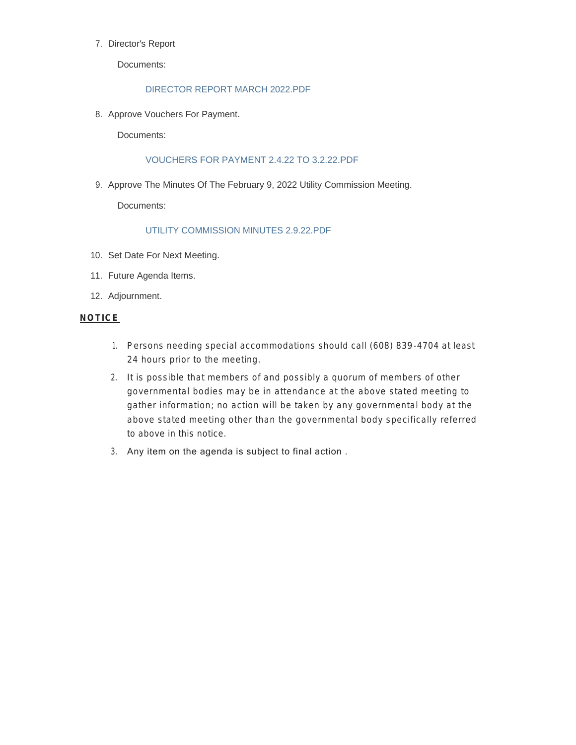7. Director's Report

   Documents:

   DIRECTOR REPORT MARCH 2022.PDF

8. Approve Vouchers For Payment.

   Documents:

   VOUCHERS FOR PAYMENT 2.4.22 TO 3.2.22.PDF

9. Approve The Minutes Of The February 9, 2022 Utility Commission Meeting.

   Documents:

   UTILITY COMMISSION MINUTES 2.9.22.PDF

10. Set Date For Next Meeting.
11. Future Agenda Items.
12. Adjournment.

**NOTICE**

1. Persons needing special accommodations should call (608) 839-4704 at least 24 hours prior to the meeting.
2. It is possible that members of and possibly a quorum of members of other governmental bodies may be in attendance at the above stated meeting to gather information; no action will be taken by any governmental body at the above stated meeting other than the governmental body specifically referred to above in this notice.
3. Any item on the agenda is subject to final action .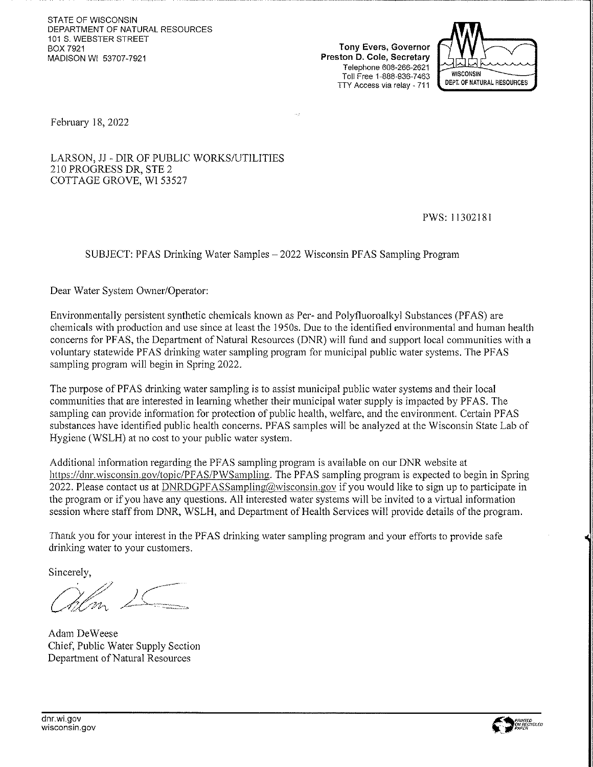STATE OF WISCONSIN
DEPARTMENT OF NATURAL RESOURCES
101 S. WEBSTER STREET
BOX 7921
MADISON WI 53707-7921

**Tony Evers, Governor**
**Preston D. Cole, Secretary**
Telephone 608-266-2621
Toll Free 1-888-936-7463
TTY Access via relay - 711

WISCONSIN DEPT. OF NATURAL RESOURCES

February 18, 2022

LARSON, JJ - DIR OF PUBLIC WORKS/UTILITIES
210 PROGRESS DR, STE 2
COTTAGE GROVE, WI 53527

PWS: 11302181

SUBJECT: PFAS Drinking Water Samples – 2022 Wisconsin PFAS Sampling Program

Dear Water System Owner/Operator:

Environmentally persistent synthetic chemicals known as Per- and Polyfluoroalkyl Substances (PFAS) are chemicals with production and use since at least the 1950s. Due to the identified environmental and human health concerns for PFAS, the Department of Natural Resources (DNR) will fund and support local communities with a voluntary statewide PFAS drinking water sampling program for municipal public water systems. The PFAS sampling program will begin in Spring 2022.

The purpose of PFAS drinking water sampling is to assist municipal public water systems and their local communities that are interested in learning whether their municipal water supply is impacted by PFAS. The sampling can provide information for protection of public health, welfare, and the environment. Certain PFAS substances have identified public health concerns. PFAS samples will be analyzed at the Wisconsin State Lab of Hygiene (WSLH) at no cost to your public water system.

Additional information regarding the PFAS sampling program is available on our DNR website at https://dnr.wisconsin.gov/topic/PFAS/PWSampling. The PFAS sampling program is expected to begin in Spring 2022. Please contact us at DNRDGPFASSampling@wisconsin.gov if you would like to sign up to participate in the program or if you have any questions. All interested water systems will be invited to a virtual information session where staff from DNR, WSLH, and Department of Health Services will provide details of the program.

Thank you for your interest in the PFAS drinking water sampling program and your efforts to provide safe drinking water to your customers.

Sincerely,

Adam DeWeese
Chief, Public Water Supply Section
Department of Natural Resources

dnr.wi.gov
wisconsin.gov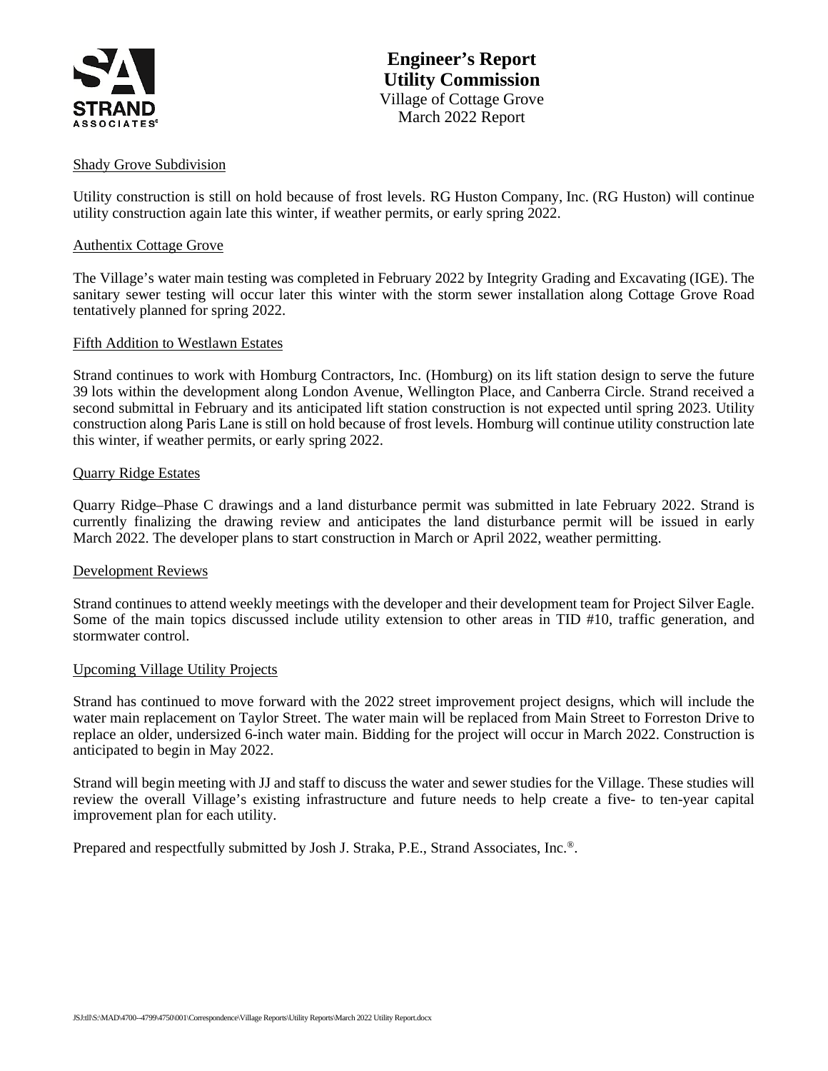# Engineer's Report
## Utility Commission
Village of Cottage Grove
March 2022 Report

Shady Grove Subdivision

Utility construction is still on hold because of frost levels. RG Huston Company, Inc. (RG Huston) will continue utility construction again late this winter, if weather permits, or early spring 2022.

Authentix Cottage Grove

The Village's water main testing was completed in February 2022 by Integrity Grading and Excavating (IGE). The sanitary sewer testing will occur later this winter with the storm sewer installation along Cottage Grove Road tentatively planned for spring 2022.

Fifth Addition to Westlawn Estates

Strand continues to work with Homburg Contractors, Inc. (Homburg) on its lift station design to serve the future 39 lots within the development along London Avenue, Wellington Place, and Canberra Circle. Strand received a second submittal in February and its anticipated lift station construction is not expected until spring 2023. Utility construction along Paris Lane is still on hold because of frost levels. Homburg will continue utility construction late this winter, if weather permits, or early spring 2022.

Quarry Ridge Estates

Quarry Ridge–Phase C drawings and a land disturbance permit was submitted in late February 2022. Strand is currently finalizing the drawing review and anticipates the land disturbance permit will be issued in early March 2022. The developer plans to start construction in March or April 2022, weather permitting.

Development Reviews

Strand continues to attend weekly meetings with the developer and their development team for Project Silver Eagle. Some of the main topics discussed include utility extension to other areas in TID #10, traffic generation, and stormwater control.

Upcoming Village Utility Projects

Strand has continued to move forward with the 2022 street improvement project designs, which will include the water main replacement on Taylor Street. The water main will be replaced from Main Street to Forreston Drive to replace an older, undersized 6-inch water main. Bidding for the project will occur in March 2022. Construction is anticipated to begin in May 2022.

Strand will begin meeting with JJ and staff to discuss the water and sewer studies for the Village. These studies will review the overall Village's existing infrastructure and future needs to help create a five- to ten-year capital improvement plan for each utility.

Prepared and respectfully submitted by Josh J. Straka, P.E., Strand Associates, Inc.®.

JSJ:tll\S:\MAD\4700--4799\4750\001\Correspondence\Village Reports\Utility Reports\March 2022 Utility Report.docx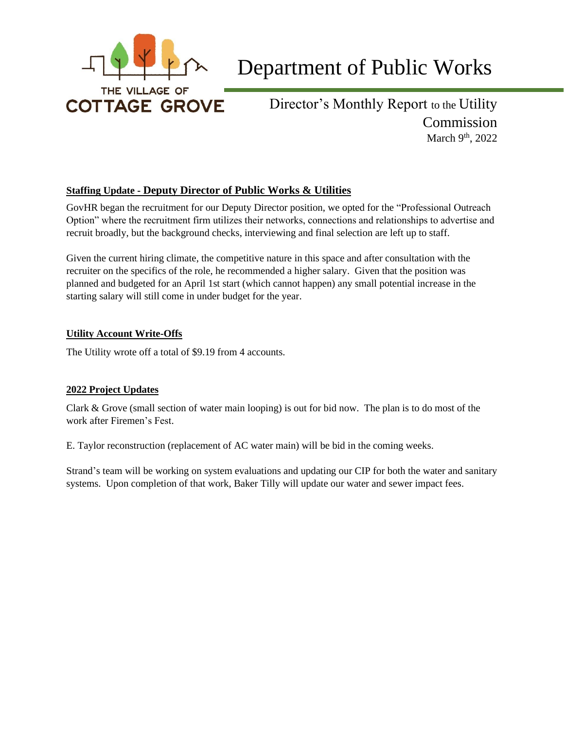THE VILLAGE OF COTTAGE GROVE

# Department of Public Works

## Director's Monthly Report to the Utility Commission

March 9th, 2022

### Staffing Update - Deputy Director of Public Works & Utilities

GovHR began the recruitment for our Deputy Director position, we opted for the "Professional Outreach Option" where the recruitment firm utilizes their networks, connections and relationships to advertise and recruit broadly, but the background checks, interviewing and final selection are left up to staff.

Given the current hiring climate, the competitive nature in this space and after consultation with the recruiter on the specifics of the role, he recommended a higher salary. Given that the position was planned and budgeted for an April 1st start (which cannot happen) any small potential increase in the starting salary will still come in under budget for the year.

### Utility Account Write-Offs

The Utility wrote off a total of $9.19 from 4 accounts.

### 2022 Project Updates

Clark & Grove (small section of water main looping) is out for bid now. The plan is to do most of the work after Firemen's Fest.

E. Taylor reconstruction (replacement of AC water main) will be bid in the coming weeks.

Strand's team will be working on system evaluations and updating our CIP for both the water and sanitary systems. Upon completion of that work, Baker Tilly will update our water and sewer impact fees.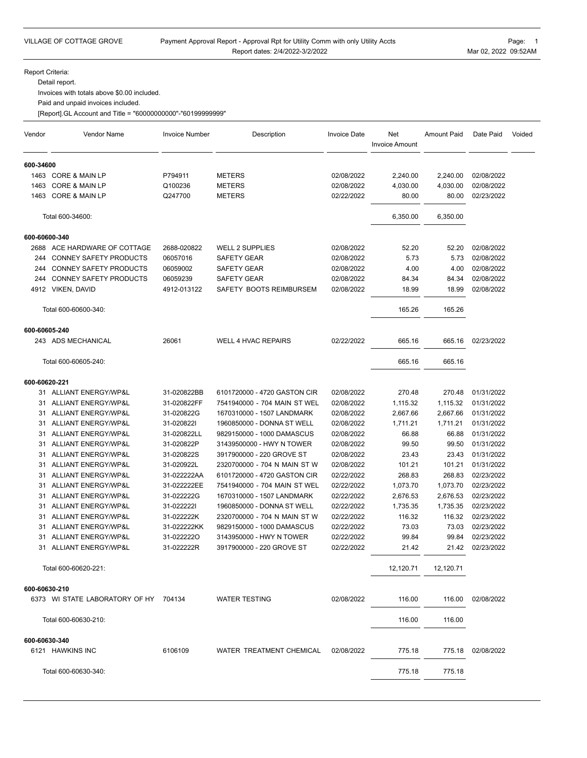VILLAGE OF COTTAGE GROVE

Payment Approval Report - Approval Rpt for Utility Comm with only Utility Accts
Report dates: 2/4/2022-3/2/2022

Mar 02, 2022 09:52AM

Report Criteria:
- Detail report.
- Invoices with totals above $0.00 included.
- Paid and unpaid invoices included.
- [Report].GL Account and Title = "60000000000"-"60199999999"

| Vendor | Vendor Name | Invoice Number | Description | Invoice Date | Net Invoice Amount | Amount Paid | Date Paid | Voided |
|---|---|---|---|---|---|---|---|---|
| **600-34600** | | | | | | | | |
| 1463 | CORE & MAIN LP | P794911 | METERS | 02/08/2022 | 2,240.00 | 2,240.00 | 02/08/2022 | |
| 1463 | CORE & MAIN LP | Q100236 | METERS | 02/08/2022 | 4,030.00 | 4,030.00 | 02/08/2022 | |
| 1463 | CORE & MAIN LP | Q247700 | METERS | 02/22/2022 | 80.00 | 80.00 | 02/23/2022 | |
| | Total 600-34600: | | | | 6,350.00 | 6,350.00 | | |
| **600-60600-340** | | | | | | | | |
| 2688 | ACE HARDWARE OF COTTAGE | 2688-020822 | WELL 2 SUPPLIES | 02/08/2022 | 52.20 | 52.20 | 02/08/2022 | |
| 244 | CONNEY SAFETY PRODUCTS | 06057016 | SAFETY GEAR | 02/08/2022 | 5.73 | 5.73 | 02/08/2022 | |
| 244 | CONNEY SAFETY PRODUCTS | 06059002 | SAFETY GEAR | 02/08/2022 | 4.00 | 4.00 | 02/08/2022 | |
| 244 | CONNEY SAFETY PRODUCTS | 06059239 | SAFETY GEAR | 02/08/2022 | 84.34 | 84.34 | 02/08/2022 | |
| 4912 | VIKEN, DAVID | 4912-013122 | SAFETY BOOTS REIMBURSEM | 02/08/2022 | 18.99 | 18.99 | 02/08/2022 | |
| | Total 600-60600-340: | | | | 165.26 | 165.26 | | |
| **600-60605-240** | | | | | | | | |
| 243 | ADS MECHANICAL | 26061 | WELL 4 HVAC REPAIRS | 02/22/2022 | 665.16 | 665.16 | 02/23/2022 | |
| | Total 600-60605-240: | | | | 665.16 | 665.16 | | |
| **600-60620-221** | | | | | | | | |
| 31 | ALLIANT ENERGY/WP&L | 31-020822BB | 6101720000 - 4720 GASTON CIR | 02/08/2022 | 270.48 | 270.48 | 01/31/2022 | |
| 31 | ALLIANT ENERGY/WP&L | 31-020822FF | 7541940000 - 704 MAIN ST WEL | 02/08/2022 | 1,115.32 | 1,115.32 | 01/31/2022 | |
| 31 | ALLIANT ENERGY/WP&L | 31-020822G | 1670310000 - 1507 LANDMARK | 02/08/2022 | 2,667.66 | 2,667.66 | 01/31/2022 | |
| 31 | ALLIANT ENERGY/WP&L | 31-020822I | 1960850000 - DONNA ST WELL | 02/08/2022 | 1,711.21 | 1,711.21 | 01/31/2022 | |
| 31 | ALLIANT ENERGY/WP&L | 31-020822LL | 9829150000 - 1000 DAMASCUS | 02/08/2022 | 66.88 | 66.88 | 01/31/2022 | |
| 31 | ALLIANT ENERGY/WP&L | 31-020822P | 31439500000 - HWY N TOWER | 02/08/2022 | 99.50 | 99.50 | 01/31/2022 | |
| 31 | ALLIANT ENERGY/WP&L | 31-020822S | 3917900000 - 220 GROVE ST | 02/08/2022 | 23.43 | 23.43 | 01/31/2022 | |
| 31 | ALLIANT ENERGY/WP&L | 31-020922L | 2320700000 - 704 N MAIN ST W | 02/08/2022 | 101.21 | 101.21 | 01/31/2022 | |
| 31 | ALLIANT ENERGY/WP&L | 31-022222AA | 6101720000 - 4720 GASTON CIR | 02/22/2022 | 268.83 | 268.83 | 02/23/2022 | |
| 31 | ALLIANT ENERGY/WP&L | 31-022222EE | 7541940000 - 704 MAIN ST WEL | 02/22/2022 | 1,073.70 | 1,073.70 | 02/23/2022 | |
| 31 | ALLIANT ENERGY/WP&L | 31-022222G | 1670310000 - 1507 LANDMARK | 02/22/2022 | 2,676.53 | 2,676.53 | 02/23/2022 | |
| 31 | ALLIANT ENERGY/WP&L | 31-022222I | 1960850000 - DONNA ST WELL | 02/22/2022 | 1,735.35 | 1,735.35 | 02/23/2022 | |
| 31 | ALLIANT ENERGY/WP&L | 31-022222K | 2320700000 - 704 N MAIN ST W | 02/22/2022 | 116.32 | 116.32 | 02/23/2022 | |
| 31 | ALLIANT ENERGY/WP&L | 31-022222KK | 9829150000 - 1000 DAMASCUS | 02/22/2022 | 73.03 | 73.03 | 02/23/2022 | |
| 31 | ALLIANT ENERGY/WP&L | 31-022222O | 3143950000 - HWY N TOWER | 02/22/2022 | 99.84 | 99.84 | 02/23/2022 | |
| 31 | ALLIANT ENERGY/WP&L | 31-022222R | 3917900000 - 220 GROVE ST | 02/22/2022 | 21.42 | 21.42 | 02/23/2022 | |
| | Total 600-60620-221: | | | | 12,120.71 | 12,120.71 | | |
| **600-60630-210** | | | | | | | | |
| 6373 | WI STATE LABORATORY OF HY | 704134 | WATER TESTING | 02/08/2022 | 116.00 | 116.00 | 02/08/2022 | |
| | Total 600-60630-210: | | | | 116.00 | 116.00 | | |
| **600-60630-340** | | | | | | | | |
| 6121 | HAWKINS INC | 6106109 | WATER TREATMENT CHEMICAL | 02/08/2022 | 775.18 | 775.18 | 02/08/2022 | |
| | Total 600-60630-340: | | | | 775.18 | 775.18 | | |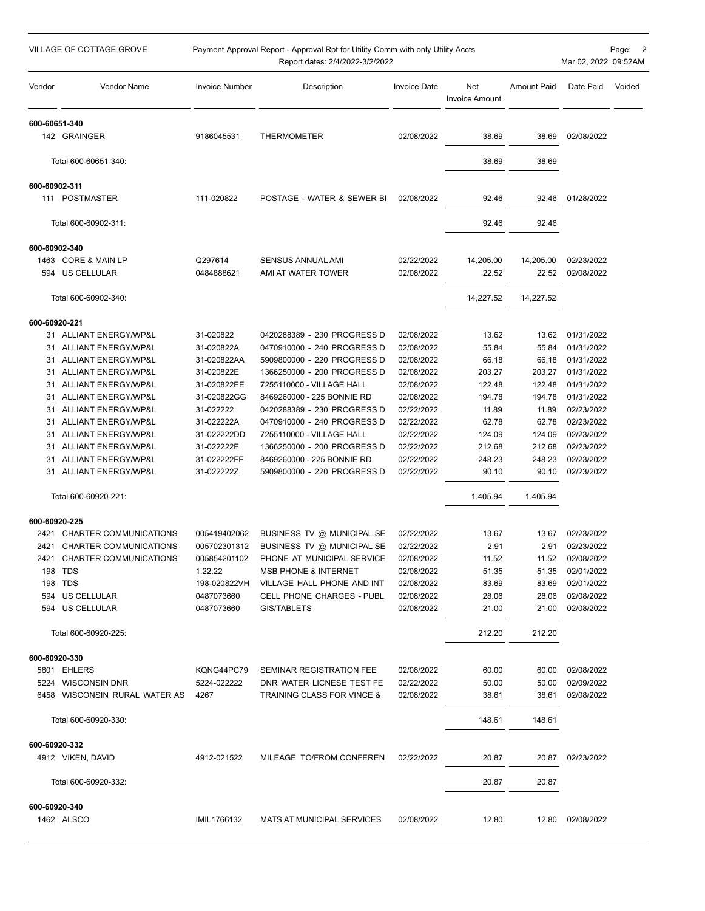VILLAGE OF COTTAGE GROVE

Payment Approval Report - Approval Rpt for Utility Comm with only Utility Accts
Report dates: 2/4/2022-3/2/2022

Mar 02, 2022 09:52AM

| Vendor | Vendor Name | Invoice Number | Description | Invoice Date | Net Invoice Amount | Amount Paid | Date Paid | Voided |
|---|---|---|---|---|---|---|---|---|
| **600-60651-340** | | | | | | | | |
| 142 | GRAINGER | 9186045531 | THERMOMETER | 02/08/2022 | 38.69 | 38.69 | 02/08/2022 | |
| | Total 600-60651-340: | | | | 38.69 | 38.69 | | |
| **600-60902-311** | | | | | | | | |
| 111 | POSTMASTER | 111-020822 | POSTAGE - WATER & SEWER BI | 02/08/2022 | 92.46 | 92.46 | 01/28/2022 | |
| | Total 600-60902-311: | | | | 92.46 | 92.46 | | |
| **600-60902-340** | | | | | | | | |
| 1463 | CORE & MAIN LP | Q297614 | SENSUS ANNUAL AMI | 02/22/2022 | 14,205.00 | 14,205.00 | 02/23/2022 | |
| 594 | US CELLULAR | 0484888621 | AMI AT WATER TOWER | 02/08/2022 | 22.52 | 22.52 | 02/08/2022 | |
| | Total 600-60902-340: | | | | 14,227.52 | 14,227.52 | | |
| **600-60920-221** | | | | | | | | |
| 31 | ALLIANT ENERGY/WP&L | 31-020822 | 0420288389 - 230 PROGRESS D | 02/08/2022 | 13.62 | 13.62 | 01/31/2022 | |
| 31 | ALLIANT ENERGY/WP&L | 31-020822A | 0470910000 - 240 PROGRESS D | 02/08/2022 | 55.84 | 55.84 | 01/31/2022 | |
| 31 | ALLIANT ENERGY/WP&L | 31-020822AA | 5909800000 - 220 PROGRESS D | 02/08/2022 | 66.18 | 66.18 | 01/31/2022 | |
| 31 | ALLIANT ENERGY/WP&L | 31-020822E | 1366250000 - 200 PROGRESS D | 02/08/2022 | 203.27 | 203.27 | 01/31/2022 | |
| 31 | ALLIANT ENERGY/WP&L | 31-020822EE | 7255110000 - VILLAGE HALL | 02/08/2022 | 122.48 | 122.48 | 01/31/2022 | |
| 31 | ALLIANT ENERGY/WP&L | 31-020822GG | 8469260000 - 225 BONNIE RD | 02/08/2022 | 194.78 | 194.78 | 01/31/2022 | |
| 31 | ALLIANT ENERGY/WP&L | 31-022222 | 0420288389 - 230 PROGRESS D | 02/22/2022 | 11.89 | 11.89 | 02/23/2022 | |
| 31 | ALLIANT ENERGY/WP&L | 31-022222A | 0470910000 - 240 PROGRESS D | 02/22/2022 | 62.78 | 62.78 | 02/23/2022 | |
| 31 | ALLIANT ENERGY/WP&L | 31-022222DD | 7255110000 - VILLAGE HALL | 02/22/2022 | 124.09 | 124.09 | 02/23/2022 | |
| 31 | ALLIANT ENERGY/WP&L | 31-022222E | 1366250000 - 200 PROGRESS D | 02/22/2022 | 212.68 | 212.68 | 02/23/2022 | |
| 31 | ALLIANT ENERGY/WP&L | 31-022222FF | 8469260000 - 225 BONNIE RD | 02/22/2022 | 248.23 | 248.23 | 02/23/2022 | |
| 31 | ALLIANT ENERGY/WP&L | 31-022222Z | 5909800000 - 220 PROGRESS D | 02/22/2022 | 90.10 | 90.10 | 02/23/2022 | |
| | Total 600-60920-221: | | | | 1,405.94 | 1,405.94 | | |
| **600-60920-225** | | | | | | | | |
| 2421 | CHARTER COMMUNICATIONS | 005419402062 | BUSINESS TV @ MUNICIPAL SE | 02/22/2022 | 13.67 | 13.67 | 02/23/2022 | |
| 2421 | CHARTER COMMUNICATIONS | 005702301312 | BUSINESS TV @ MUNICIPAL SE | 02/22/2022 | 2.91 | 2.91 | 02/23/2022 | |
| 2421 | CHARTER COMMUNICATIONS | 005854201102 | PHONE AT MUNICIPAL SERVICE | 02/08/2022 | 11.52 | 11.52 | 02/08/2022 | |
| 198 | TDS | 1.22.22 | MSB PHONE & INTERNET | 02/08/2022 | 51.35 | 51.35 | 02/01/2022 | |
| 198 | TDS | 198-020822VH | VILLAGE HALL PHONE AND INT | 02/08/2022 | 83.69 | 83.69 | 02/01/2022 | |
| 594 | US CELLULAR | 0487073660 | CELL PHONE CHARGES - PUBL | 02/08/2022 | 28.06 | 28.06 | 02/08/2022 | |
| 594 | US CELLULAR | 0487073660 | GIS/TABLETS | 02/08/2022 | 21.00 | 21.00 | 02/08/2022 | |
| | Total 600-60920-225: | | | | 212.20 | 212.20 | | |
| **600-60920-330** | | | | | | | | |
| 5801 | EHLERS | KQNG44PC79 | SEMINAR REGISTRATION FEE | 02/08/2022 | 60.00 | 60.00 | 02/08/2022 | |
| 5224 | WISCONSIN DNR | 5224-022222 | DNR WATER LICNESE TEST FE | 02/22/2022 | 50.00 | 50.00 | 02/09/2022 | |
| 6458 | WISCONSIN RURAL WATER AS | 4267 | TRAINING CLASS FOR VINCE & | 02/08/2022 | 38.61 | 38.61 | 02/08/2022 | |
| | Total 600-60920-330: | | | | 148.61 | 148.61 | | |
| **600-60920-332** | | | | | | | | |
| 4912 | VIKEN, DAVID | 4912-021522 | MILEAGE TO/FROM CONFEREN | 02/22/2022 | 20.87 | 20.87 | 02/23/2022 | |
| | Total 600-60920-332: | | | | 20.87 | 20.87 | | |
| **600-60920-340** | | | | | | | | |
| 1462 | ALSCO | IMIL1766132 | MATS AT MUNICIPAL SERVICES | 02/08/2022 | 12.80 | 12.80 | 02/08/2022 | |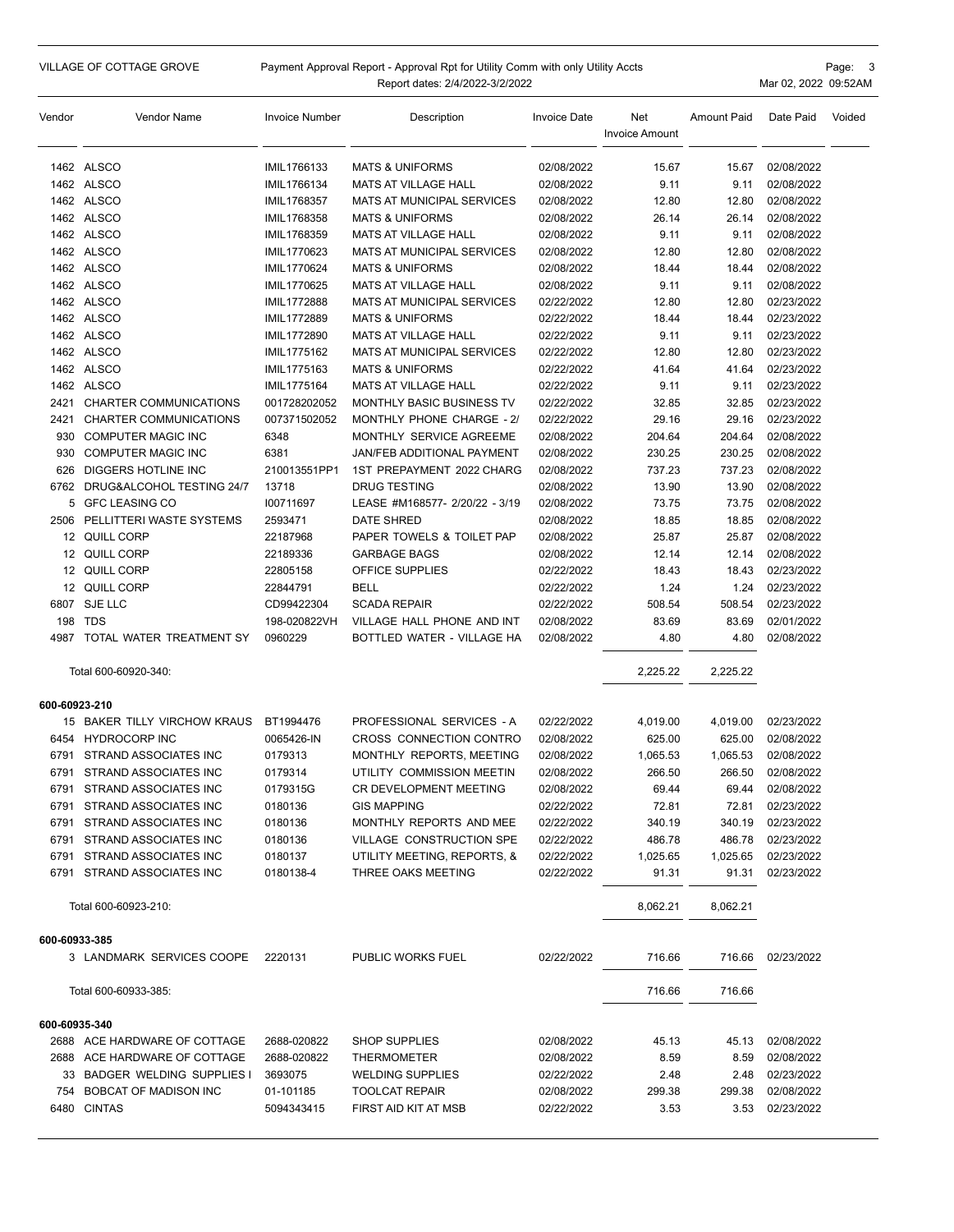VILLAGE OF COTTAGE GROVE — Payment Approval Report - Approval Rpt for Utility Comm with only Utility Accts

Report dates: 2/4/2022-3/2/2022

Mar 02, 2022 09:52AM

| Vendor | Vendor Name | Invoice Number | Description | Invoice Date | Net Invoice Amount | Amount Paid | Date Paid | Voided |
|---|---|---|---|---|---|---|---|---|
| 1462 | ALSCO | IMIL1766133 | MATS & UNIFORMS | 02/08/2022 | 15.67 | 15.67 | 02/08/2022 | |
| 1462 | ALSCO | IMIL1766134 | MATS AT VILLAGE HALL | 02/08/2022 | 9.11 | 9.11 | 02/08/2022 | |
| 1462 | ALSCO | IMIL1768357 | MATS AT MUNICIPAL SERVICES | 02/08/2022 | 12.80 | 12.80 | 02/08/2022 | |
| 1462 | ALSCO | IMIL1768358 | MATS & UNIFORMS | 02/08/2022 | 26.14 | 26.14 | 02/08/2022 | |
| 1462 | ALSCO | IMIL1768359 | MATS AT VILLAGE HALL | 02/08/2022 | 9.11 | 9.11 | 02/08/2022 | |
| 1462 | ALSCO | IMIL1770623 | MATS AT MUNICIPAL SERVICES | 02/08/2022 | 12.80 | 12.80 | 02/08/2022 | |
| 1462 | ALSCO | IMIL1770624 | MATS & UNIFORMS | 02/08/2022 | 18.44 | 18.44 | 02/08/2022 | |
| 1462 | ALSCO | IMIL1770625 | MATS AT VILLAGE HALL | 02/08/2022 | 9.11 | 9.11 | 02/08/2022 | |
| 1462 | ALSCO | IMIL1772888 | MATS AT MUNICIPAL SERVICES | 02/22/2022 | 12.80 | 12.80 | 02/23/2022 | |
| 1462 | ALSCO | IMIL1772889 | MATS & UNIFORMS | 02/22/2022 | 18.44 | 18.44 | 02/23/2022 | |
| 1462 | ALSCO | IMIL1772890 | MATS AT VILLAGE HALL | 02/22/2022 | 9.11 | 9.11 | 02/23/2022 | |
| 1462 | ALSCO | IMIL1775162 | MATS AT MUNICIPAL SERVICES | 02/22/2022 | 12.80 | 12.80 | 02/23/2022 | |
| 1462 | ALSCO | IMIL1775163 | MATS & UNIFORMS | 02/22/2022 | 41.64 | 41.64 | 02/23/2022 | |
| 1462 | ALSCO | IMIL1775164 | MATS AT VILLAGE HALL | 02/22/2022 | 9.11 | 9.11 | 02/23/2022 | |
| 2421 | CHARTER COMMUNICATIONS | 001728202052 | MONTHLY BASIC BUSINESS TV | 02/22/2022 | 32.85 | 32.85 | 02/23/2022 | |
| 2421 | CHARTER COMMUNICATIONS | 007371502052 | MONTHLY PHONE CHARGE - 2/ | 02/22/2022 | 29.16 | 29.16 | 02/23/2022 | |
| 930 | COMPUTER MAGIC INC | 6348 | MONTHLY SERVICE AGREEME | 02/08/2022 | 204.64 | 204.64 | 02/08/2022 | |
| 930 | COMPUTER MAGIC INC | 6381 | JAN/FEB ADDITIONAL PAYMENT | 02/08/2022 | 230.25 | 230.25 | 02/08/2022 | |
| 626 | DIGGERS HOTLINE INC | 210013551PP1 | 1ST PREPAYMENT 2022 CHARG | 02/08/2022 | 737.23 | 737.23 | 02/08/2022 | |
| 6762 | DRUG&ALCOHOL TESTING 24/7 | 13718 | DRUG TESTING | 02/08/2022 | 13.90 | 13.90 | 02/08/2022 | |
| 5 | GFC LEASING CO | I00711697 | LEASE #M168577- 2/20/22 - 3/19 | 02/08/2022 | 73.75 | 73.75 | 02/08/2022 | |
| 2506 | PELLITTERI WASTE SYSTEMS | 2593471 | DATE SHRED | 02/08/2022 | 18.85 | 18.85 | 02/08/2022 | |
| 12 | QUILL CORP | 22187968 | PAPER TOWELS & TOILET PAP | 02/08/2022 | 25.87 | 25.87 | 02/08/2022 | |
| 12 | QUILL CORP | 22189336 | GARBAGE BAGS | 02/08/2022 | 12.14 | 12.14 | 02/08/2022 | |
| 12 | QUILL CORP | 22805158 | OFFICE SUPPLIES | 02/22/2022 | 18.43 | 18.43 | 02/23/2022 | |
| 12 | QUILL CORP | 22844791 | BELL | 02/22/2022 | 1.24 | 1.24 | 02/23/2022 | |
| 6807 | SJE LLC | CD99422304 | SCADA REPAIR | 02/22/2022 | 508.54 | 508.54 | 02/23/2022 | |
| 198 | TDS | 198-020822VH | VILLAGE HALL PHONE AND INT | 02/08/2022 | 83.69 | 83.69 | 02/01/2022 | |
| 4987 | TOTAL WATER TREATMENT SY | 0960229 | BOTTLED WATER - VILLAGE HA | 02/08/2022 | 4.80 | 4.80 | 02/08/2022 | |
| | Total 600-60920-340: | | | | 2,225.22 | 2,225.22 | | |
| **600-60923-210** | | | | | | | | |
| 15 | BAKER TILLY VIRCHOW KRAUS | BT1994476 | PROFESSIONAL SERVICES - A | 02/22/2022 | 4,019.00 | 4,019.00 | 02/23/2022 | |
| 6454 | HYDROCORP INC | 0065426-IN | CROSS CONNECTION CONTRO | 02/08/2022 | 625.00 | 625.00 | 02/08/2022 | |
| 6791 | STRAND ASSOCIATES INC | 0179313 | MONTHLY REPORTS, MEETING | 02/08/2022 | 1,065.53 | 1,065.53 | 02/08/2022 | |
| 6791 | STRAND ASSOCIATES INC | 0179314 | UTILITY COMMISSION MEETIN | 02/08/2022 | 266.50 | 266.50 | 02/08/2022 | |
| 6791 | STRAND ASSOCIATES INC | 0179315G | CR DEVELOPMENT MEETING | 02/08/2022 | 69.44 | 69.44 | 02/08/2022 | |
| 6791 | STRAND ASSOCIATES INC | 0180136 | GIS MAPPING | 02/22/2022 | 72.81 | 72.81 | 02/23/2022 | |
| 6791 | STRAND ASSOCIATES INC | 0180136 | MONTHLY REPORTS AND MEE | 02/22/2022 | 340.19 | 340.19 | 02/23/2022 | |
| 6791 | STRAND ASSOCIATES INC | 0180136 | VILLAGE CONSTRUCTION SPE | 02/22/2022 | 486.78 | 486.78 | 02/23/2022 | |
| 6791 | STRAND ASSOCIATES INC | 0180137 | UTILITY MEETING, REPORTS, & | 02/22/2022 | 1,025.65 | 1,025.65 | 02/23/2022 | |
| 6791 | STRAND ASSOCIATES INC | 0180138-4 | THREE OAKS MEETING | 02/22/2022 | 91.31 | 91.31 | 02/23/2022 | |
| | Total 600-60923-210: | | | | 8,062.21 | 8,062.21 | | |
| **600-60933-385** | | | | | | | | |
| 3 | LANDMARK SERVICES COOPE | 2220131 | PUBLIC WORKS FUEL | 02/22/2022 | 716.66 | 716.66 | 02/23/2022 | |
| | Total 600-60933-385: | | | | 716.66 | 716.66 | | |
| **600-60935-340** | | | | | | | | |
| 2688 | ACE HARDWARE OF COTTAGE | 2688-020822 | SHOP SUPPLIES | 02/08/2022 | 45.13 | 45.13 | 02/08/2022 | |
| 2688 | ACE HARDWARE OF COTTAGE | 2688-020822 | THERMOMETER | 02/08/2022 | 8.59 | 8.59 | 02/08/2022 | |
| 33 | BADGER WELDING SUPPLIES I | 3693075 | WELDING SUPPLIES | 02/22/2022 | 2.48 | 2.48 | 02/23/2022 | |
| 754 | BOBCAT OF MADISON INC | 01-101185 | TOOLCAT REPAIR | 02/08/2022 | 299.38 | 299.38 | 02/08/2022 | |
| 6480 | CINTAS | 5094343415 | FIRST AID KIT AT MSB | 02/22/2022 | 3.53 | 3.53 | 02/23/2022 | |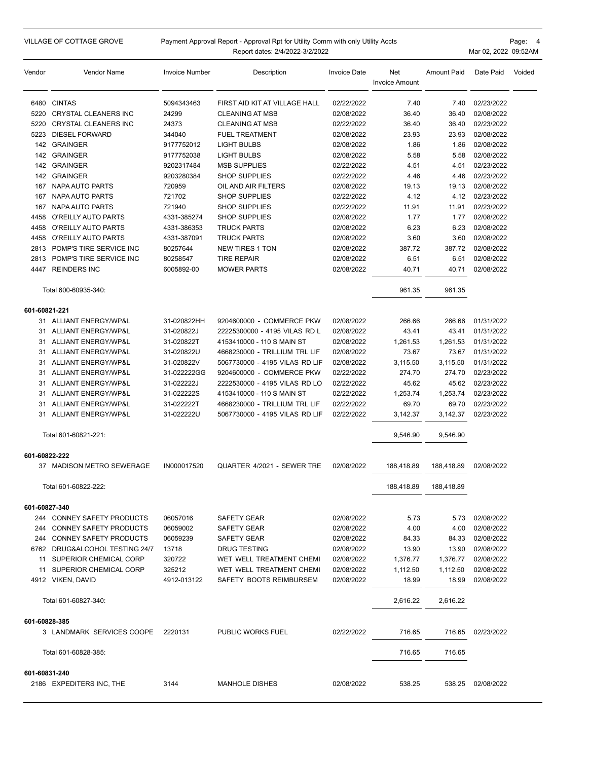VILLAGE OF COTTAGE GROVE

Payment Approval Report - Approval Rpt for Utility Comm with only Utility Accts
Report dates: 2/4/2022-3/2/2022

| Vendor | Vendor Name | Invoice Number | Description | Invoice Date | Net Invoice Amount | Amount Paid | Date Paid | Voided |
|---|---|---|---|---|---|---|---|---|
| 6480 | CINTAS | 5094343463 | FIRST AID KIT AT VILLAGE HALL | 02/22/2022 | 7.40 | 7.40 | 02/23/2022 | |
| 5220 | CRYSTAL CLEANERS INC | 24299 | CLEANING AT MSB | 02/08/2022 | 36.40 | 36.40 | 02/08/2022 | |
| 5220 | CRYSTAL CLEANERS INC | 24373 | CLEANING AT MSB | 02/22/2022 | 36.40 | 36.40 | 02/23/2022 | |
| 5223 | DIESEL FORWARD | 344040 | FUEL TREATMENT | 02/08/2022 | 23.93 | 23.93 | 02/08/2022 | |
| 142 | GRAINGER | 9177752012 | LIGHT BULBS | 02/08/2022 | 1.86 | 1.86 | 02/08/2022 | |
| 142 | GRAINGER | 9177752038 | LIGHT BULBS | 02/08/2022 | 5.58 | 5.58 | 02/08/2022 | |
| 142 | GRAINGER | 9202317484 | MSB SUPPLIES | 02/22/2022 | 4.51 | 4.51 | 02/23/2022 | |
| 142 | GRAINGER | 9203280384 | SHOP SUPPLIES | 02/22/2022 | 4.46 | 4.46 | 02/23/2022 | |
| 167 | NAPA AUTO PARTS | 720959 | OIL AND AIR FILTERS | 02/08/2022 | 19.13 | 19.13 | 02/08/2022 | |
| 167 | NAPA AUTO PARTS | 721702 | SHOP SUPPLIES | 02/22/2022 | 4.12 | 4.12 | 02/23/2022 | |
| 167 | NAPA AUTO PARTS | 721940 | SHOP SUPPLIES | 02/22/2022 | 11.91 | 11.91 | 02/23/2022 | |
| 4458 | O'REILLY AUTO PARTS | 4331-385274 | SHOP SUPPLIES | 02/08/2022 | 1.77 | 1.77 | 02/08/2022 | |
| 4458 | O'REILLY AUTO PARTS | 4331-386353 | TRUCK PARTS | 02/08/2022 | 6.23 | 6.23 | 02/08/2022 | |
| 4458 | O'REILLY AUTO PARTS | 4331-387091 | TRUCK PARTS | 02/08/2022 | 3.60 | 3.60 | 02/08/2022 | |
| 2813 | POMP'S TIRE SERVICE INC | 80257644 | NEW TIRES 1 TON | 02/08/2022 | 387.72 | 387.72 | 02/08/2022 | |
| 2813 | POMP'S TIRE SERVICE INC | 80258547 | TIRE REPAIR | 02/08/2022 | 6.51 | 6.51 | 02/08/2022 | |
| 4447 | REINDERS INC | 6005892-00 | MOWER PARTS | 02/08/2022 | 40.71 | 40.71 | 02/08/2022 | |
| | Total 600-60935-340: | | | | 961.35 | 961.35 | | |
| **601-60821-221** | | | | | | | | |
| 31 | ALLIANT ENERGY/WP&L | 31-020822HH | 9204600000 - COMMERCE PKW | 02/08/2022 | 266.66 | 266.66 | 01/31/2022 | |
| 31 | ALLIANT ENERGY/WP&L | 31-020822J | 22225300000 - 4195 VILAS RD L | 02/08/2022 | 43.41 | 43.41 | 01/31/2022 | |
| 31 | ALLIANT ENERGY/WP&L | 31-020822T | 4153410000 - 110 S MAIN ST | 02/08/2022 | 1,261.53 | 1,261.53 | 01/31/2022 | |
| 31 | ALLIANT ENERGY/WP&L | 31-020822U | 4668230000 - TRILLIUM TRL LIF | 02/08/2022 | 73.67 | 73.67 | 01/31/2022 | |
| 31 | ALLIANT ENERGY/WP&L | 31-020822V | 5067730000 - 4195 VILAS RD LIF | 02/08/2022 | 3,115.50 | 3,115.50 | 01/31/2022 | |
| 31 | ALLIANT ENERGY/WP&L | 31-022222GG | 9204600000 - COMMERCE PKW | 02/22/2022 | 274.70 | 274.70 | 02/23/2022 | |
| 31 | ALLIANT ENERGY/WP&L | 31-022222J | 2222530000 - 4195 VILAS RD LO | 02/22/2022 | 45.62 | 45.62 | 02/23/2022 | |
| 31 | ALLIANT ENERGY/WP&L | 31-022222S | 4153410000 - 110 S MAIN ST | 02/22/2022 | 1,253.74 | 1,253.74 | 02/23/2022 | |
| 31 | ALLIANT ENERGY/WP&L | 31-022222T | 4668230000 - TRILLIUM TRL LIF | 02/22/2022 | 69.70 | 69.70 | 02/23/2022 | |
| 31 | ALLIANT ENERGY/WP&L | 31-022222U | 5067730000 - 4195 VILAS RD LIF | 02/22/2022 | 3,142.37 | 3,142.37 | 02/23/2022 | |
| | Total 601-60821-221: | | | | 9,546.90 | 9,546.90 | | |
| **601-60822-222** | | | | | | | | |
| 37 | MADISON METRO SEWERAGE | IN000017520 | QUARTER 4/2021 - SEWER TRE | 02/08/2022 | 188,418.89 | 188,418.89 | 02/08/2022 | |
| | Total 601-60822-222: | | | | 188,418.89 | 188,418.89 | | |
| **601-60827-340** | | | | | | | | |
| 244 | CONNEY SAFETY PRODUCTS | 06057016 | SAFETY GEAR | 02/08/2022 | 5.73 | 5.73 | 02/08/2022 | |
| 244 | CONNEY SAFETY PRODUCTS | 06059002 | SAFETY GEAR | 02/08/2022 | 4.00 | 4.00 | 02/08/2022 | |
| 244 | CONNEY SAFETY PRODUCTS | 06059239 | SAFETY GEAR | 02/08/2022 | 84.33 | 84.33 | 02/08/2022 | |
| 6762 | DRUG&ALCOHOL TESTING 24/7 | 13718 | DRUG TESTING | 02/08/2022 | 13.90 | 13.90 | 02/08/2022 | |
| 11 | SUPERIOR CHEMICAL CORP | 320722 | WET WELL TREATMENT CHEMI | 02/08/2022 | 1,376.77 | 1,376.77 | 02/08/2022 | |
| 11 | SUPERIOR CHEMICAL CORP | 325212 | WET WELL TREATMENT CHEMI | 02/08/2022 | 1,112.50 | 1,112.50 | 02/08/2022 | |
| 4912 | VIKEN, DAVID | 4912-013122 | SAFETY BOOTS REIMBURSEM | 02/08/2022 | 18.99 | 18.99 | 02/08/2022 | |
| | Total 601-60827-340: | | | | 2,616.22 | 2,616.22 | | |
| **601-60828-385** | | | | | | | | |
| 3 | LANDMARK SERVICES COOPE | 2220131 | PUBLIC WORKS FUEL | 02/22/2022 | 716.65 | 716.65 | 02/23/2022 | |
| | Total 601-60828-385: | | | | 716.65 | 716.65 | | |
| **601-60831-240** | | | | | | | | |
| 2186 | EXPEDITERS INC, THE | 3144 | MANHOLE DISHES | 02/08/2022 | 538.25 | 538.25 | 02/08/2022 | |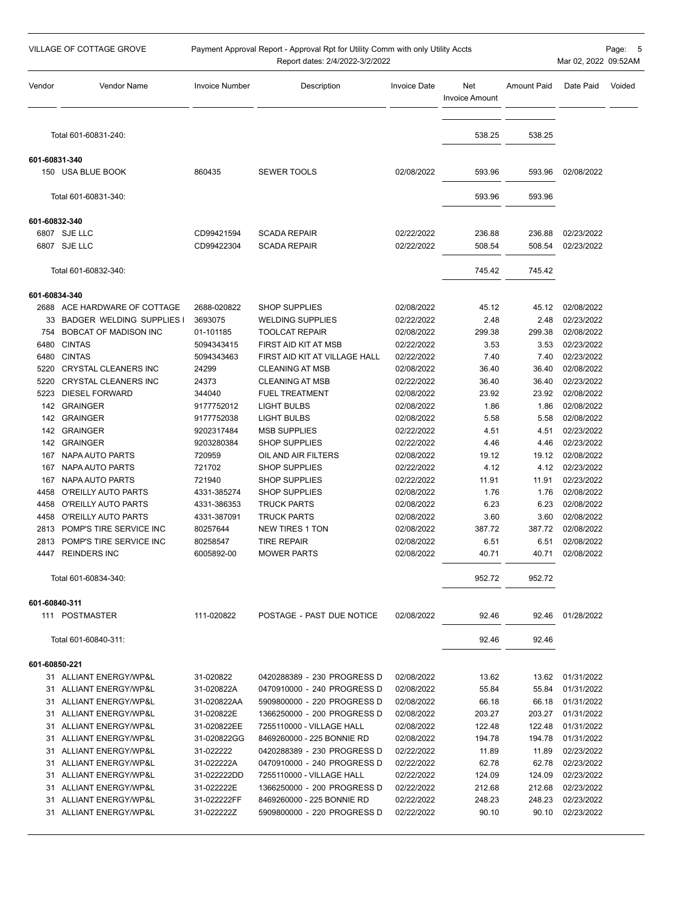| Vendor | Vendor Name | Invoice Number | Description | Invoice Date | Net Invoice Amount | Amount Paid | Date Paid | Voided |
|---|---|---|---|---|---|---|---|---|
| | Total 601-60831-240: | | | | 538.25 | 538.25 | | |
| **601-60831-340** | | | | | | | | |
| 150 | USA BLUE BOOK | 860435 | SEWER TOOLS | 02/08/2022 | 593.96 | 593.96 | 02/08/2022 | |
| | Total 601-60831-340: | | | | 593.96 | 593.96 | | |
| **601-60832-340** | | | | | | | | |
| 6807 | SJE LLC | CD99421594 | SCADA REPAIR | 02/22/2022 | 236.88 | 236.88 | 02/23/2022 | |
| 6807 | SJE LLC | CD99422304 | SCADA REPAIR | 02/22/2022 | 508.54 | 508.54 | 02/23/2022 | |
| | Total 601-60832-340: | | | | 745.42 | 745.42 | | |
| **601-60834-340** | | | | | | | | |
| 2688 | ACE HARDWARE OF COTTAGE | 2688-020822 | SHOP SUPPLIES | 02/08/2022 | 45.12 | 45.12 | 02/08/2022 | |
| 33 | BADGER WELDING SUPPLIES I | 3693075 | WELDING SUPPLIES | 02/22/2022 | 2.48 | 2.48 | 02/23/2022 | |
| 754 | BOBCAT OF MADISON INC | 01-101185 | TOOLCAT REPAIR | 02/08/2022 | 299.38 | 299.38 | 02/08/2022 | |
| 6480 | CINTAS | 5094343415 | FIRST AID KIT AT MSB | 02/22/2022 | 3.53 | 3.53 | 02/23/2022 | |
| 6480 | CINTAS | 5094343463 | FIRST AID KIT AT VILLAGE HALL | 02/22/2022 | 7.40 | 7.40 | 02/23/2022 | |
| 5220 | CRYSTAL CLEANERS INC | 24299 | CLEANING AT MSB | 02/08/2022 | 36.40 | 36.40 | 02/08/2022 | |
| 5220 | CRYSTAL CLEANERS INC | 24373 | CLEANING AT MSB | 02/22/2022 | 36.40 | 36.40 | 02/23/2022 | |
| 5223 | DIESEL FORWARD | 344040 | FUEL TREATMENT | 02/08/2022 | 23.92 | 23.92 | 02/08/2022 | |
| 142 | GRAINGER | 9177752012 | LIGHT BULBS | 02/08/2022 | 1.86 | 1.86 | 02/08/2022 | |
| 142 | GRAINGER | 9177752038 | LIGHT BULBS | 02/08/2022 | 5.58 | 5.58 | 02/08/2022 | |
| 142 | GRAINGER | 9202317484 | MSB SUPPLIES | 02/22/2022 | 4.51 | 4.51 | 02/23/2022 | |
| 142 | GRAINGER | 9203280384 | SHOP SUPPLIES | 02/22/2022 | 4.46 | 4.46 | 02/23/2022 | |
| 167 | NAPA AUTO PARTS | 720959 | OIL AND AIR FILTERS | 02/08/2022 | 19.12 | 19.12 | 02/08/2022 | |
| 167 | NAPA AUTO PARTS | 721702 | SHOP SUPPLIES | 02/22/2022 | 4.12 | 4.12 | 02/23/2022 | |
| 167 | NAPA AUTO PARTS | 721940 | SHOP SUPPLIES | 02/22/2022 | 11.91 | 11.91 | 02/23/2022 | |
| 4458 | O'REILLY AUTO PARTS | 4331-385274 | SHOP SUPPLIES | 02/08/2022 | 1.76 | 1.76 | 02/08/2022 | |
| 4458 | O'REILLY AUTO PARTS | 4331-386353 | TRUCK PARTS | 02/08/2022 | 6.23 | 6.23 | 02/08/2022 | |
| 4458 | O'REILLY AUTO PARTS | 4331-387091 | TRUCK PARTS | 02/08/2022 | 3.60 | 3.60 | 02/08/2022 | |
| 2813 | POMP'S TIRE SERVICE INC | 80257644 | NEW TIRES 1 TON | 02/08/2022 | 387.72 | 387.72 | 02/08/2022 | |
| 2813 | POMP'S TIRE SERVICE INC | 80258547 | TIRE REPAIR | 02/08/2022 | 6.51 | 6.51 | 02/08/2022 | |
| 4447 | REINDERS INC | 6005892-00 | MOWER PARTS | 02/08/2022 | 40.71 | 40.71 | 02/08/2022 | |
| | Total 601-60834-340: | | | | 952.72 | 952.72 | | |
| **601-60840-311** | | | | | | | | |
| 111 | POSTMASTER | 111-020822 | POSTAGE - PAST DUE NOTICE | 02/08/2022 | 92.46 | 92.46 | 01/28/2022 | |
| | Total 601-60840-311: | | | | 92.46 | 92.46 | | |
| **601-60850-221** | | | | | | | | |
| 31 | ALLIANT ENERGY/WP&L | 31-020822 | 0420288389 - 230 PROGRESS D | 02/08/2022 | 13.62 | 13.62 | 01/31/2022 | |
| 31 | ALLIANT ENERGY/WP&L | 31-020822A | 0470910000 - 240 PROGRESS D | 02/08/2022 | 55.84 | 55.84 | 01/31/2022 | |
| 31 | ALLIANT ENERGY/WP&L | 31-020822AA | 5909800000 - 220 PROGRESS D | 02/08/2022 | 66.18 | 66.18 | 01/31/2022 | |
| 31 | ALLIANT ENERGY/WP&L | 31-020822E | 1366250000 - 200 PROGRESS D | 02/08/2022 | 203.27 | 203.27 | 01/31/2022 | |
| 31 | ALLIANT ENERGY/WP&L | 31-020822EE | 7255110000 - VILLAGE HALL | 02/08/2022 | 122.48 | 122.48 | 01/31/2022 | |
| 31 | ALLIANT ENERGY/WP&L | 31-020822GG | 8469260000 - 225 BONNIE RD | 02/08/2022 | 194.78 | 194.78 | 01/31/2022 | |
| 31 | ALLIANT ENERGY/WP&L | 31-022222 | 0420288389 - 230 PROGRESS D | 02/22/2022 | 11.89 | 11.89 | 02/23/2022 | |
| 31 | ALLIANT ENERGY/WP&L | 31-022222A | 0470910000 - 240 PROGRESS D | 02/22/2022 | 62.78 | 62.78 | 02/23/2022 | |
| 31 | ALLIANT ENERGY/WP&L | 31-022222DD | 7255110000 - VILLAGE HALL | 02/22/2022 | 124.09 | 124.09 | 02/23/2022 | |
| 31 | ALLIANT ENERGY/WP&L | 31-022222E | 1366250000 - 200 PROGRESS D | 02/22/2022 | 212.68 | 212.68 | 02/23/2022 | |
| 31 | ALLIANT ENERGY/WP&L | 31-022222FF | 8469260000 - 225 BONNIE RD | 02/22/2022 | 248.23 | 248.23 | 02/23/2022 | |
| 31 | ALLIANT ENERGY/WP&L | 31-022222Z | 5909800000 - 220 PROGRESS D | 02/22/2022 | 90.10 | 90.10 | 02/23/2022 | |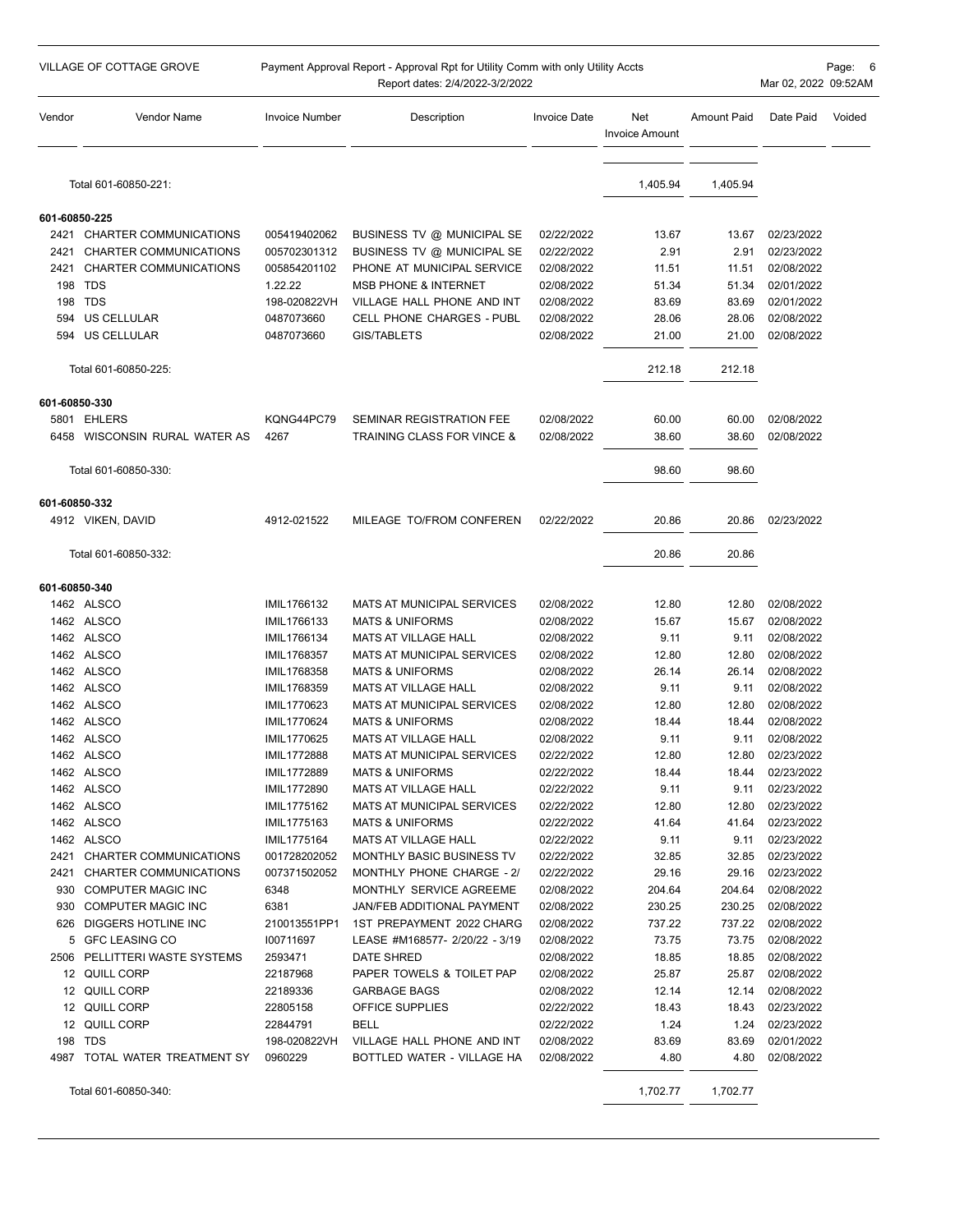| Vendor | Vendor Name | Invoice Number | Description | Invoice Date | Net Invoice Amount | Amount Paid | Date Paid | Voided |
|---|---|---|---|---|---|---|---|---|
| | Total 601-60850-221: | | | | 1,405.94 | 1,405.94 | | |
| **601-60850-225** | | | | | | | | |
| 2421 | CHARTER COMMUNICATIONS | 005419402062 | BUSINESS TV @ MUNICIPAL SE | 02/22/2022 | 13.67 | 13.67 | 02/23/2022 | |
| 2421 | CHARTER COMMUNICATIONS | 005702301312 | BUSINESS TV @ MUNICIPAL SE | 02/22/2022 | 2.91 | 2.91 | 02/23/2022 | |
| 2421 | CHARTER COMMUNICATIONS | 005854201102 | PHONE AT MUNICIPAL SERVICE | 02/08/2022 | 11.51 | 11.51 | 02/08/2022 | |
| 198 | TDS | 1.22.22 | MSB PHONE & INTERNET | 02/08/2022 | 51.34 | 51.34 | 02/01/2022 | |
| 198 | TDS | 198-020822VH | VILLAGE HALL PHONE AND INT | 02/08/2022 | 83.69 | 83.69 | 02/01/2022 | |
| 594 | US CELLULAR | 0487073660 | CELL PHONE CHARGES - PUBL | 02/08/2022 | 28.06 | 28.06 | 02/08/2022 | |
| 594 | US CELLULAR | 0487073660 | GIS/TABLETS | 02/08/2022 | 21.00 | 21.00 | 02/08/2022 | |
| | Total 601-60850-225: | | | | 212.18 | 212.18 | | |
| **601-60850-330** | | | | | | | | |
| 5801 | EHLERS | KQNG44PC79 | SEMINAR REGISTRATION FEE | 02/08/2022 | 60.00 | 60.00 | 02/08/2022 | |
| 6458 | WISCONSIN RURAL WATER AS | 4267 | TRAINING CLASS FOR VINCE & | 02/08/2022 | 38.60 | 38.60 | 02/08/2022 | |
| | Total 601-60850-330: | | | | 98.60 | 98.60 | | |
| **601-60850-332** | | | | | | | | |
| 4912 | VIKEN, DAVID | 4912-021522 | MILEAGE TO/FROM CONFEREN | 02/22/2022 | 20.86 | 20.86 | 02/23/2022 | |
| | Total 601-60850-332: | | | | 20.86 | 20.86 | | |
| **601-60850-340** | | | | | | | | |
| 1462 | ALSCO | IMIL1766132 | MATS AT MUNICIPAL SERVICES | 02/08/2022 | 12.80 | 12.80 | 02/08/2022 | |
| 1462 | ALSCO | IMIL1766133 | MATS & UNIFORMS | 02/08/2022 | 15.67 | 15.67 | 02/08/2022 | |
| 1462 | ALSCO | IMIL1766134 | MATS AT VILLAGE HALL | 02/08/2022 | 9.11 | 9.11 | 02/08/2022 | |
| 1462 | ALSCO | IMIL1768357 | MATS AT MUNICIPAL SERVICES | 02/08/2022 | 12.80 | 12.80 | 02/08/2022 | |
| 1462 | ALSCO | IMIL1768358 | MATS & UNIFORMS | 02/08/2022 | 26.14 | 26.14 | 02/08/2022 | |
| 1462 | ALSCO | IMIL1768359 | MATS AT VILLAGE HALL | 02/08/2022 | 9.11 | 9.11 | 02/08/2022 | |
| 1462 | ALSCO | IMIL1770623 | MATS AT MUNICIPAL SERVICES | 02/08/2022 | 12.80 | 12.80 | 02/08/2022 | |
| 1462 | ALSCO | IMIL1770624 | MATS & UNIFORMS | 02/08/2022 | 18.44 | 18.44 | 02/08/2022 | |
| 1462 | ALSCO | IMIL1770625 | MATS AT VILLAGE HALL | 02/08/2022 | 9.11 | 9.11 | 02/08/2022 | |
| 1462 | ALSCO | IMIL1772888 | MATS AT MUNICIPAL SERVICES | 02/22/2022 | 12.80 | 12.80 | 02/23/2022 | |
| 1462 | ALSCO | IMIL1772889 | MATS & UNIFORMS | 02/22/2022 | 18.44 | 18.44 | 02/23/2022 | |
| 1462 | ALSCO | IMIL1772890 | MATS AT VILLAGE HALL | 02/22/2022 | 9.11 | 9.11 | 02/23/2022 | |
| 1462 | ALSCO | IMIL1775162 | MATS AT MUNICIPAL SERVICES | 02/22/2022 | 12.80 | 12.80 | 02/23/2022 | |
| 1462 | ALSCO | IMIL1775163 | MATS & UNIFORMS | 02/22/2022 | 41.64 | 41.64 | 02/23/2022 | |
| 1462 | ALSCO | IMIL1775164 | MATS AT VILLAGE HALL | 02/22/2022 | 9.11 | 9.11 | 02/23/2022 | |
| 2421 | CHARTER COMMUNICATIONS | 001728202052 | MONTHLY BASIC BUSINESS TV | 02/22/2022 | 32.85 | 32.85 | 02/23/2022 | |
| 2421 | CHARTER COMMUNICATIONS | 007371502052 | MONTHLY PHONE CHARGE - 2/ | 02/22/2022 | 29.16 | 29.16 | 02/23/2022 | |
| 930 | COMPUTER MAGIC INC | 6348 | MONTHLY SERVICE AGREEME | 02/08/2022 | 204.64 | 204.64 | 02/08/2022 | |
| 930 | COMPUTER MAGIC INC | 6381 | JAN/FEB ADDITIONAL PAYMENT | 02/08/2022 | 230.25 | 230.25 | 02/08/2022 | |
| 626 | DIGGERS HOTLINE INC | 210013551PP1 | 1ST PREPAYMENT 2022 CHARG | 02/08/2022 | 737.22 | 737.22 | 02/08/2022 | |
| 5 | GFC LEASING CO | I00711697 | LEASE #M168577- 2/20/22 - 3/19 | 02/08/2022 | 73.75 | 73.75 | 02/08/2022 | |
| 2506 | PELLITTERI WASTE SYSTEMS | 2593471 | DATE SHRED | 02/08/2022 | 18.85 | 18.85 | 02/08/2022 | |
| 12 | QUILL CORP | 22187968 | PAPER TOWELS & TOILET PAP | 02/08/2022 | 25.87 | 25.87 | 02/08/2022 | |
| 12 | QUILL CORP | 22189336 | GARBAGE BAGS | 02/08/2022 | 12.14 | 12.14 | 02/08/2022 | |
| 12 | QUILL CORP | 22805158 | OFFICE SUPPLIES | 02/22/2022 | 18.43 | 18.43 | 02/23/2022 | |
| 12 | QUILL CORP | 22844791 | BELL | 02/22/2022 | 1.24 | 1.24 | 02/23/2022 | |
| 198 | TDS | 198-020822VH | VILLAGE HALL PHONE AND INT | 02/08/2022 | 83.69 | 83.69 | 02/01/2022 | |
| 4987 | TOTAL WATER TREATMENT SY | 0960229 | BOTTLED WATER - VILLAGE HA | 02/08/2022 | 4.80 | 4.80 | 02/08/2022 | |
| | Total 601-60850-340: | | | | 1,702.77 | 1,702.77 | | |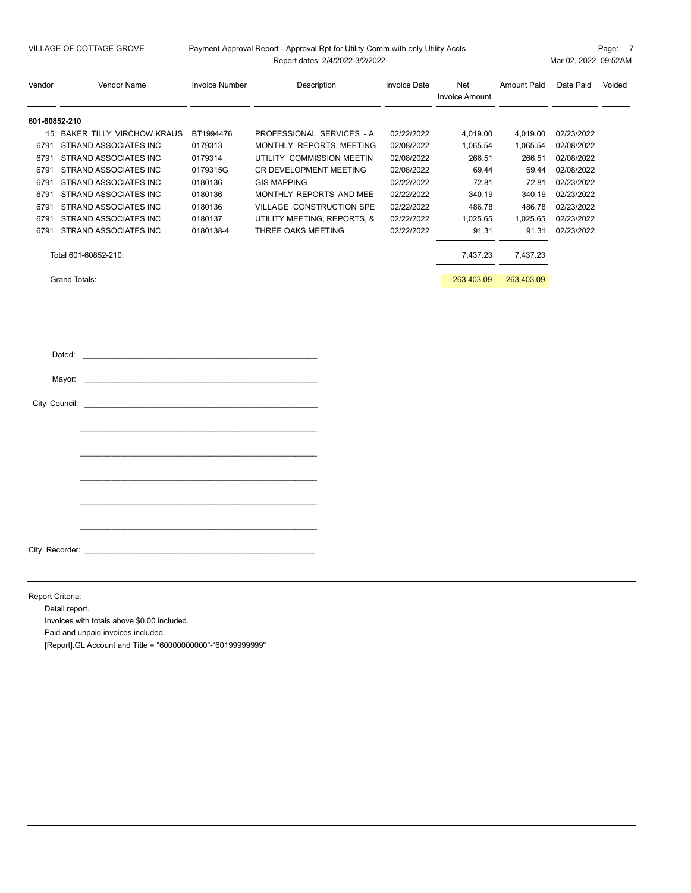VILLAGE OF COTTAGE GROVE

Payment Approval Report - Approval Rpt for Utility Comm with only Utility Accts
Report dates: 2/4/2022-3/2/2022

Mar 02, 2022 09:52AM

| Vendor | Vendor Name | Invoice Number | Description | Invoice Date | Net Invoice Amount | Amount Paid | Date Paid | Voided |
|---|---|---|---|---|---|---|---|---|
| **601-60852-210** | | | | | | | | |
| 15 | BAKER TILLY VIRCHOW KRAUS | BT1994476 | PROFESSIONAL SERVICES - A | 02/22/2022 | 4,019.00 | 4,019.00 | 02/23/2022 | |
| 6791 | STRAND ASSOCIATES INC | 0179313 | MONTHLY REPORTS, MEETING | 02/08/2022 | 1,065.54 | 1,065.54 | 02/08/2022 | |
| 6791 | STRAND ASSOCIATES INC | 0179314 | UTILITY COMMISSION MEETIN | 02/08/2022 | 266.51 | 266.51 | 02/08/2022 | |
| 6791 | STRAND ASSOCIATES INC | 0179315G | CR DEVELOPMENT MEETING | 02/08/2022 | 69.44 | 69.44 | 02/08/2022 | |
| 6791 | STRAND ASSOCIATES INC | 0180136 | GIS MAPPING | 02/22/2022 | 72.81 | 72.81 | 02/23/2022 | |
| 6791 | STRAND ASSOCIATES INC | 0180136 | MONTHLY REPORTS AND MEE | 02/22/2022 | 340.19 | 340.19 | 02/23/2022 | |
| 6791 | STRAND ASSOCIATES INC | 0180136 | VILLAGE CONSTRUCTION SPE | 02/22/2022 | 486.78 | 486.78 | 02/23/2022 | |
| 6791 | STRAND ASSOCIATES INC | 0180137 | UTILITY MEETING, REPORTS, & | 02/22/2022 | 1,025.65 | 1,025.65 | 02/23/2022 | |
| 6791 | STRAND ASSOCIATES INC | 0180138-4 | THREE OAKS MEETING | 02/22/2022 | 91.31 | 91.31 | 02/23/2022 | |
| | Total 601-60852-210: | | | | 7,437.23 | 7,437.23 | | |
| | Grand Totals: | | | | 263,403.09 | 263,403.09 | | |

Dated: ______________________________

Mayor: ______________________________

City Council: ______________________________

______________________________

______________________________

______________________________

______________________________

______________________________

City Recorder: ______________________________

Report Criteria:

- Detail report.
- Invoices with totals above $0.00 included.
- Paid and unpaid invoices included.
- [Report].GL Account and Title = "60000000000"-"60199999999"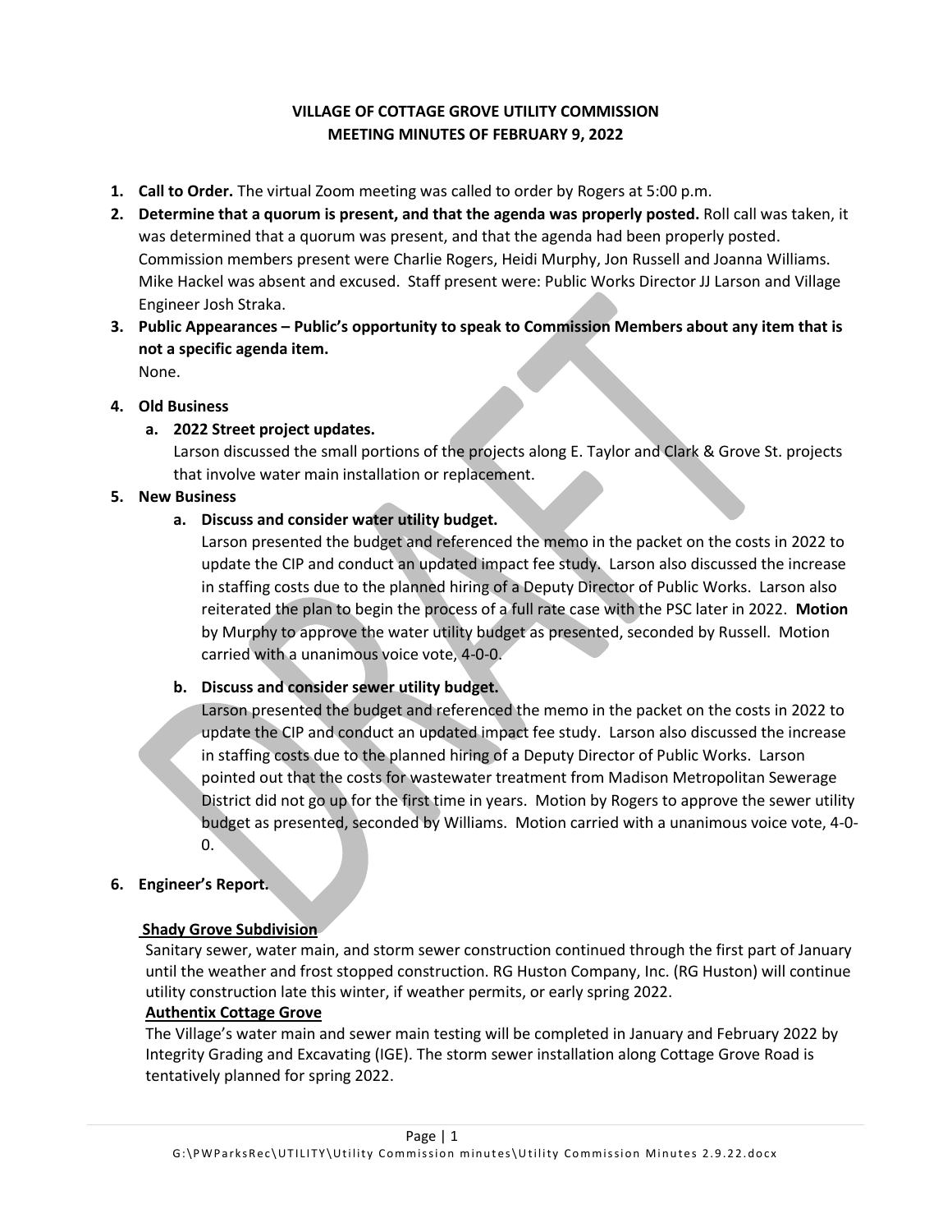**VILLAGE OF COTTAGE GROVE UTILITY COMMISSION**
**MEETING MINUTES OF FEBRUARY 9, 2022**

1. **Call to Order.** The virtual Zoom meeting was called to order by Rogers at 5:00 p.m.
2. **Determine that a quorum is present, and that the agenda was properly posted.** Roll call was taken, it was determined that a quorum was present, and that the agenda had been properly posted. Commission members present were Charlie Rogers, Heidi Murphy, Jon Russell and Joanna Williams. Mike Hackel was absent and excused. Staff present were: Public Works Director JJ Larson and Village Engineer Josh Straka.
3. **Public Appearances – Public's opportunity to speak to Commission Members about any item that is not a specific agenda item.**
   None.
4. **Old Business**
   a. **2022 Street project updates.**
      Larson discussed the small portions of the projects along E. Taylor and Clark & Grove St. projects that involve water main installation or replacement.
5. **New Business**
   a. **Discuss and consider water utility budget.**
      Larson presented the budget and referenced the memo in the packet on the costs in 2022 to update the CIP and conduct an updated impact fee study. Larson also discussed the increase in staffing costs due to the planned hiring of a Deputy Director of Public Works. Larson also reiterated the plan to begin the process of a full rate case with the PSC later in 2022. **Motion** by Murphy to approve the water utility budget as presented, seconded by Russell. Motion carried with a unanimous voice vote, 4-0-0.
   b. **Discuss and consider sewer utility budget.**
      Larson presented the budget and referenced the memo in the packet on the costs in 2022 to update the CIP and conduct an updated impact fee study. Larson also discussed the increase in staffing costs due to the planned hiring of a Deputy Director of Public Works. Larson pointed out that the costs for wastewater treatment from Madison Metropolitan Sewerage District did not go up for the first time in years. Motion by Rogers to approve the sewer utility budget as presented, seconded by Williams. Motion carried with a unanimous voice vote, 4-0-0.
6. **Engineer's Report.**

**Shady Grove Subdivision**

Sanitary sewer, water main, and storm sewer construction continued through the first part of January until the weather and frost stopped construction. RG Huston Company, Inc. (RG Huston) will continue utility construction late this winter, if weather permits, or early spring 2022.

**Authentix Cottage Grove**

The Village's water main and sewer main testing will be completed in January and February 2022 by Integrity Grading and Excavating (IGE). The storm sewer installation along Cottage Grove Road is tentatively planned for spring 2022.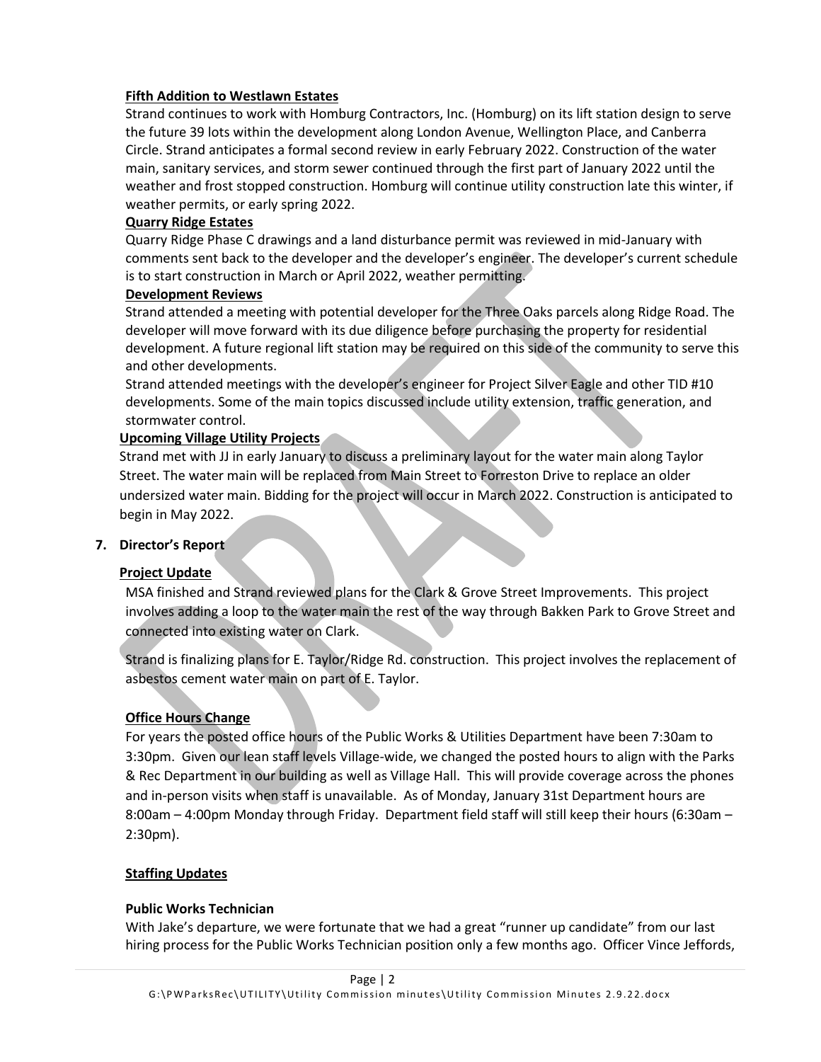**Fifth Addition to Westlawn Estates**

Strand continues to work with Homburg Contractors, Inc. (Homburg) on its lift station design to serve the future 39 lots within the development along London Avenue, Wellington Place, and Canberra Circle. Strand anticipates a formal second review in early February 2022. Construction of the water main, sanitary services, and storm sewer continued through the first part of January 2022 until the weather and frost stopped construction. Homburg will continue utility construction late this winter, if weather permits, or early spring 2022.

**Quarry Ridge Estates**

Quarry Ridge Phase C drawings and a land disturbance permit was reviewed in mid-January with comments sent back to the developer and the developer's engineer. The developer's current schedule is to start construction in March or April 2022, weather permitting.

**Development Reviews**

Strand attended a meeting with potential developer for the Three Oaks parcels along Ridge Road. The developer will move forward with its due diligence before purchasing the property for residential development. A future regional lift station may be required on this side of the community to serve this and other developments.

Strand attended meetings with the developer's engineer for Project Silver Eagle and other TID #10 developments. Some of the main topics discussed include utility extension, traffic generation, and stormwater control.

**Upcoming Village Utility Projects**

Strand met with JJ in early January to discuss a preliminary layout for the water main along Taylor Street. The water main will be replaced from Main Street to Forreston Drive to replace an older undersized water main. Bidding for the project will occur in March 2022. Construction is anticipated to begin in May 2022.

**7. Director's Report**

**Project Update**

MSA finished and Strand reviewed plans for the Clark & Grove Street Improvements. This project involves adding a loop to the water main the rest of the way through Bakken Park to Grove Street and connected into existing water on Clark.

Strand is finalizing plans for E. Taylor/Ridge Rd. construction. This project involves the replacement of asbestos cement water main on part of E. Taylor.

**Office Hours Change**

For years the posted office hours of the Public Works & Utilities Department have been 7:30am to 3:30pm. Given our lean staff levels Village-wide, we changed the posted hours to align with the Parks & Rec Department in our building as well as Village Hall. This will provide coverage across the phones and in-person visits when staff is unavailable. As of Monday, January 31st Department hours are 8:00am – 4:00pm Monday through Friday. Department field staff will still keep their hours (6:30am – 2:30pm).

**Staffing Updates**

**Public Works Technician**

With Jake's departure, we were fortunate that we had a great "runner up candidate" from our last hiring process for the Public Works Technician position only a few months ago. Officer Vince Jeffords,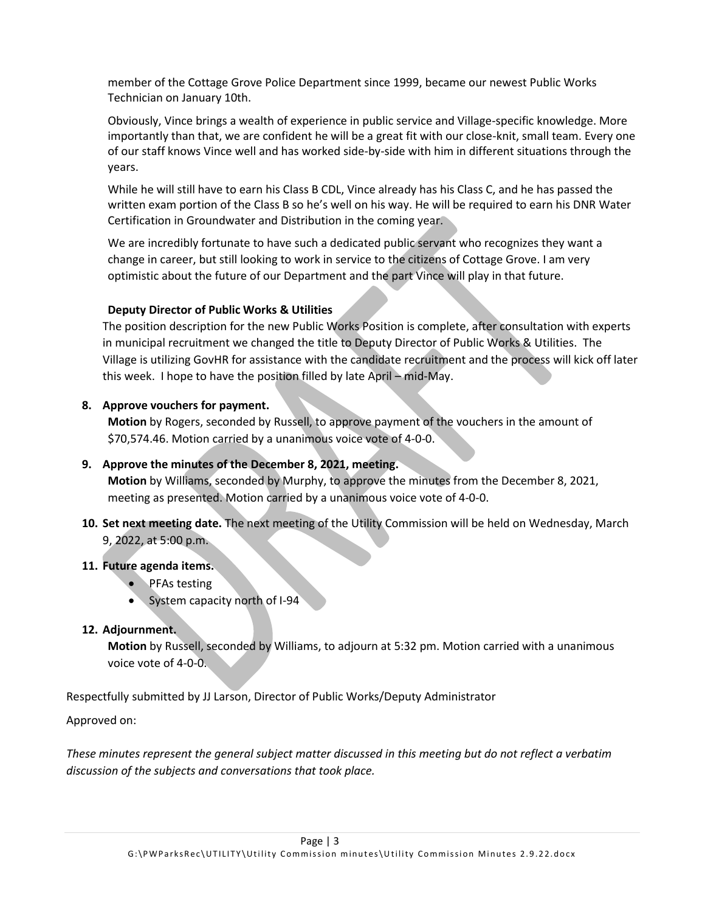member of the Cottage Grove Police Department since 1999, became our newest Public Works Technician on January 10th.

Obviously, Vince brings a wealth of experience in public service and Village-specific knowledge. More importantly than that, we are confident he will be a great fit with our close-knit, small team. Every one of our staff knows Vince well and has worked side-by-side with him in different situations through the years.

While he will still have to earn his Class B CDL, Vince already has his Class C, and he has passed the written exam portion of the Class B so he's well on his way. He will be required to earn his DNR Water Certification in Groundwater and Distribution in the coming year.

We are incredibly fortunate to have such a dedicated public servant who recognizes they want a change in career, but still looking to work in service to the citizens of Cottage Grove. I am very optimistic about the future of our Department and the part Vince will play in that future.

**Deputy Director of Public Works & Utilities**

The position description for the new Public Works Position is complete, after consultation with experts in municipal recruitment we changed the title to Deputy Director of Public Works & Utilities. The Village is utilizing GovHR for assistance with the candidate recruitment and the process will kick off later this week. I hope to have the position filled by late April – mid-May.

8. **Approve vouchers for payment.**
   **Motion** by Rogers, seconded by Russell, to approve payment of the vouchers in the amount of $70,574.46. Motion carried by a unanimous voice vote of 4-0-0.

9. **Approve the minutes of the December 8, 2021, meeting.**
   **Motion** by Williams, seconded by Murphy, to approve the minutes from the December 8, 2021, meeting as presented. Motion carried by a unanimous voice vote of 4-0-0.

10. **Set next meeting date.** The next meeting of the Utility Commission will be held on Wednesday, March 9, 2022, at 5:00 p.m.

11. **Future agenda items.**
    - PFAs testing
    - System capacity north of I-94

12. **Adjournment.**
    **Motion** by Russell, seconded by Williams, to adjourn at 5:32 pm. Motion carried with a unanimous voice vote of 4-0-0.

Respectfully submitted by JJ Larson, Director of Public Works/Deputy Administrator

Approved on:

*These minutes represent the general subject matter discussed in this meeting but do not reflect a verbatim discussion of the subjects and conversations that took place.*